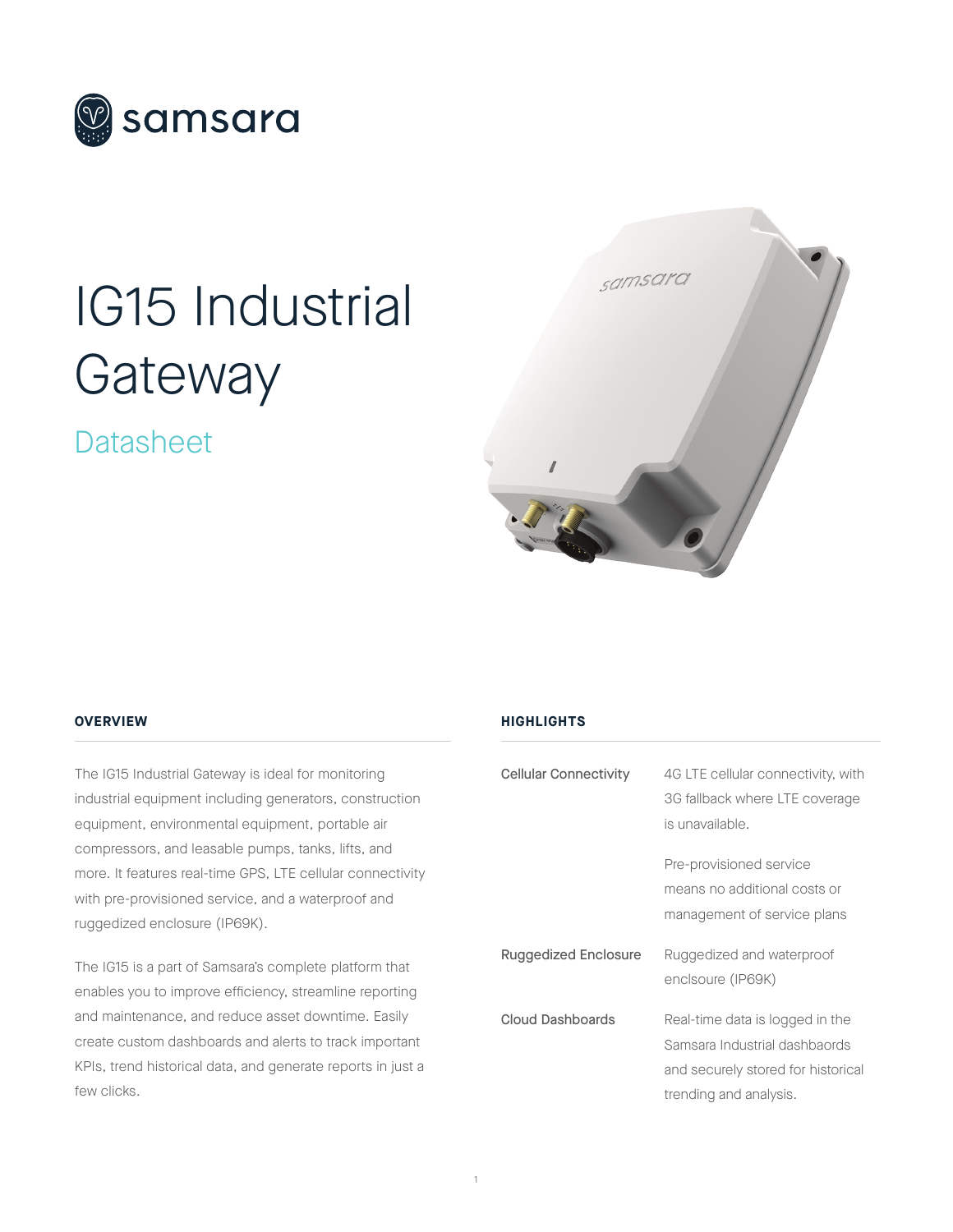# IG15 Industrial Gateway

## Datasheet

### OVERVIEW

The IG15 Industrial Gateway is ideal for monitoring industrial equipment including generators, construction equipment, environmental equipment, portable air compressors, and leasable pumps, tanks, lifts, and more. It features real-time GPS, LTE cellular connectivity with pre-provisioned service, and a waterproof and ruggedized enclosure (IP69K).

The IG15 is a part of Samsara's complete platform that enables you to improve efficiency, streamline reporting and maintenance, and reduce asset downtime. Easily create custom dashboards and alerts to track important KPIs, trend historical data, and generate reports in just a few clicks.

### HIGHLIGHTS

| | |
|---|---|
| Cellular Connectivity | 4G LTE cellular connectivity, with 3G fallback where LTE coverage is unavailable.<br><br>Pre-provisioned service means no additional costs or management of service plans |
| Ruggedized Enclosure | Ruggedized and waterproof enclsoure (IP69K) |
| Cloud Dashboards | Real-time data is logged in the Samsara Industrial dashbaords and securely stored for historical trending and analysis. |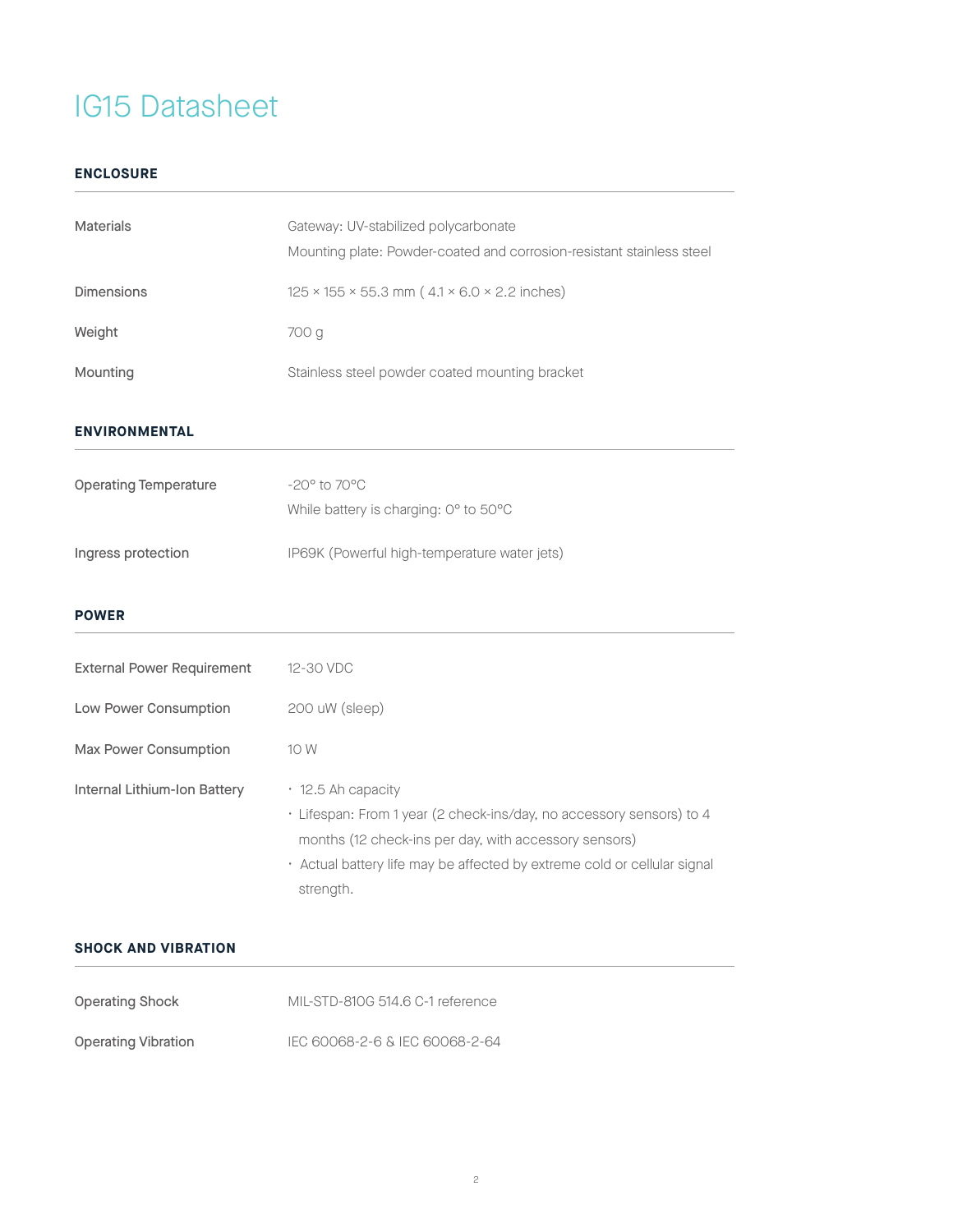# IG15 Datasheet

## ENCLOSURE

| | |
|---|---|
| Materials | Gateway: UV-stabilized polycarbonate<br>Mounting plate: Powder-coated and corrosion-resistant stainless steel |
| Dimensions | 125 × 155 × 55.3 mm ( 4.1 × 6.0 × 2.2 inches) |
| Weight | 700 g |
| Mounting | Stainless steel powder coated mounting bracket |

## ENVIRONMENTAL

| | |
|---|---|
| Operating Temperature | -20° to 70°C<br>While battery is charging: 0° to 50°C |
| Ingress protection | IP69K (Powerful high-temperature water jets) |

## POWER

| | |
|---|---|
| External Power Requirement | 12-30 VDC |
| Low Power Consumption | 200 uW (sleep) |
| Max Power Consumption | 10 W |
| Internal Lithium-Ion Battery | • 12.5 Ah capacity<br>• Lifespan: From 1 year (2 check-ins/day, no accessory sensors) to 4 months (12 check-ins per day, with accessory sensors)<br>• Actual battery life may be affected by extreme cold or cellular signal strength. |

## SHOCK AND VIBRATION

| | |
|---|---|
| Operating Shock | MIL-STD-810G 514.6 C-1 reference |
| Operating Vibration | IEC 60068-2-6 & IEC 60068-2-64 |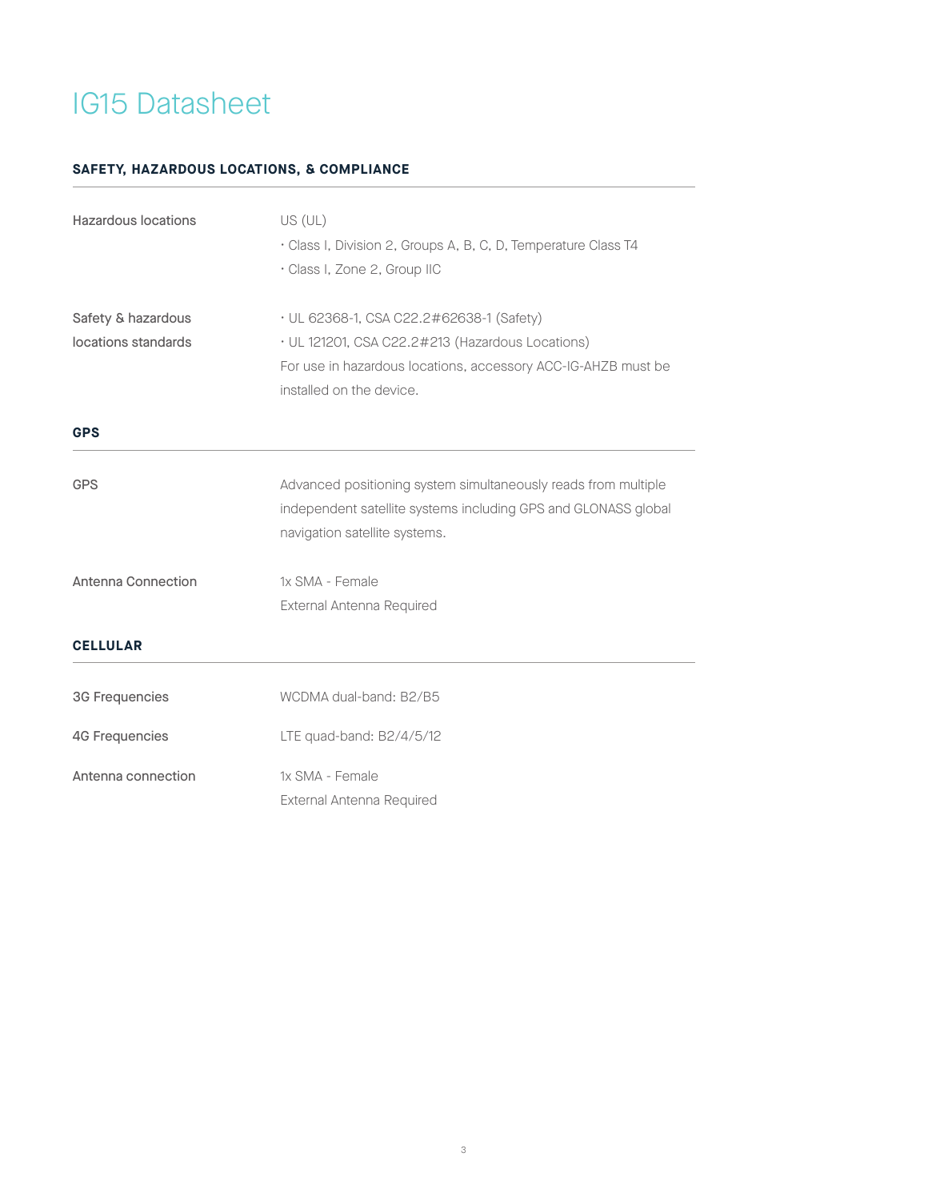# IG15 Datasheet

## SAFETY, HAZARDOUS LOCATIONS, & COMPLIANCE

| | |
|---|---|
| Hazardous locations | US (UL)<br>• Class I, Division 2, Groups A, B, C, D, Temperature Class T4<br>• Class I, Zone 2, Group IIC |
| Safety & hazardous locations standards | • UL 62368-1, CSA C22.2#62638-1 (Safety)<br>• UL 121201, CSA C22.2#213 (Hazardous Locations)<br>For use in hazardous locations, accessory ACC-IG-AHZB must be installed on the device. |

## GPS

| | |
|---|---|
| GPS | Advanced positioning system simultaneously reads from multiple independent satellite systems including GPS and GLONASS global navigation satellite systems. |
| Antenna Connection | 1x SMA - Female<br>External Antenna Required |

## CELLULAR

| | |
|---|---|
| 3G Frequencies | WCDMA dual-band: B2/B5 |
| 4G Frequencies | LTE quad-band: B2/4/5/12 |
| Antenna connection | 1x SMA - Female<br>External Antenna Required |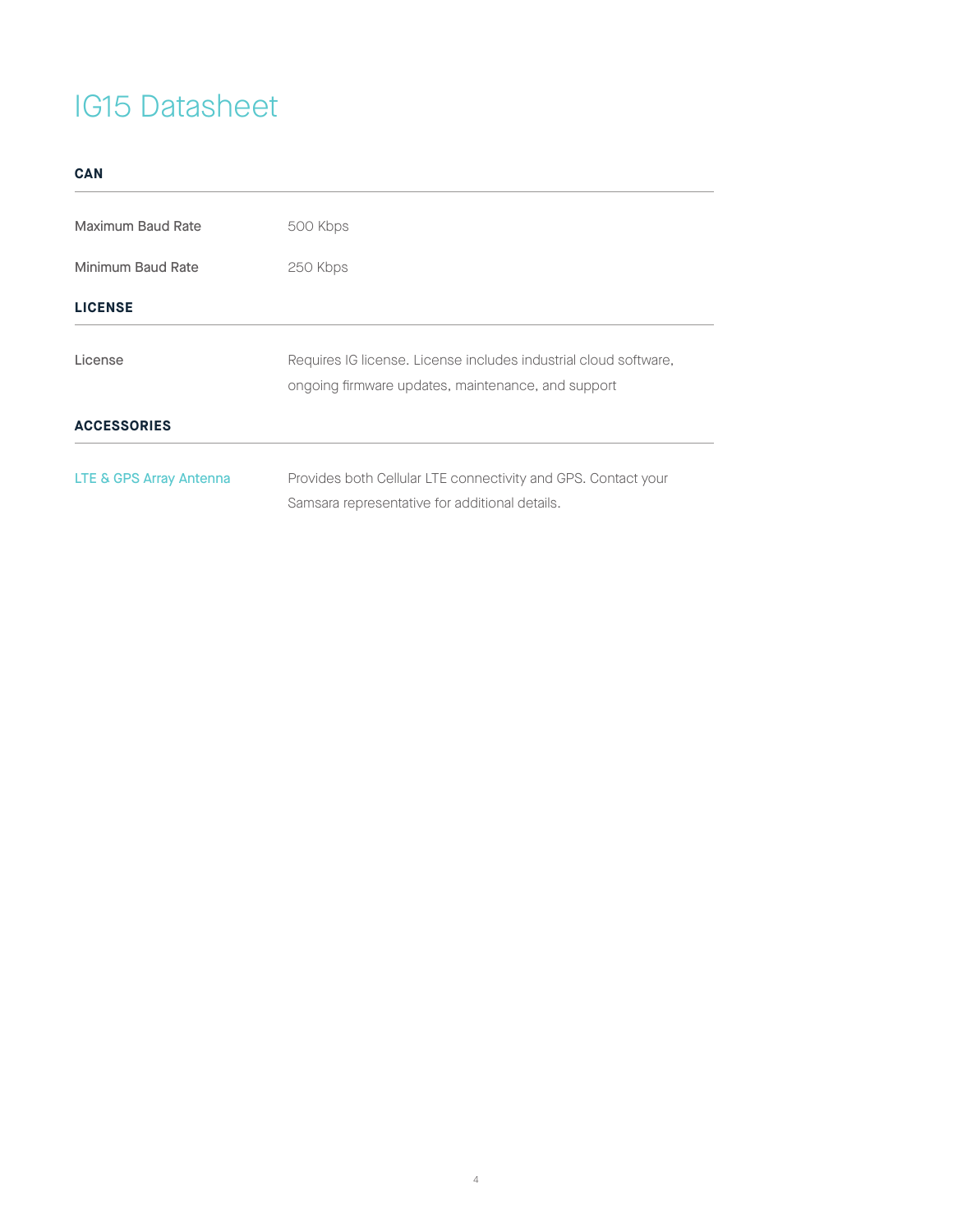# IG15 Datasheet

## CAN

| | |
|---|---|
| Maximum Baud Rate | 500 Kbps |
| Minimum Baud Rate | 250 Kbps |

## LICENSE

| | |
|---|---|
| License | Requires IG license. License includes industrial cloud software, ongoing firmware updates, maintenance, and support |

## ACCESSORIES

| | |
|---|---|
| LTE & GPS Array Antenna | Provides both Cellular LTE connectivity and GPS. Contact your Samsara representative for additional details. |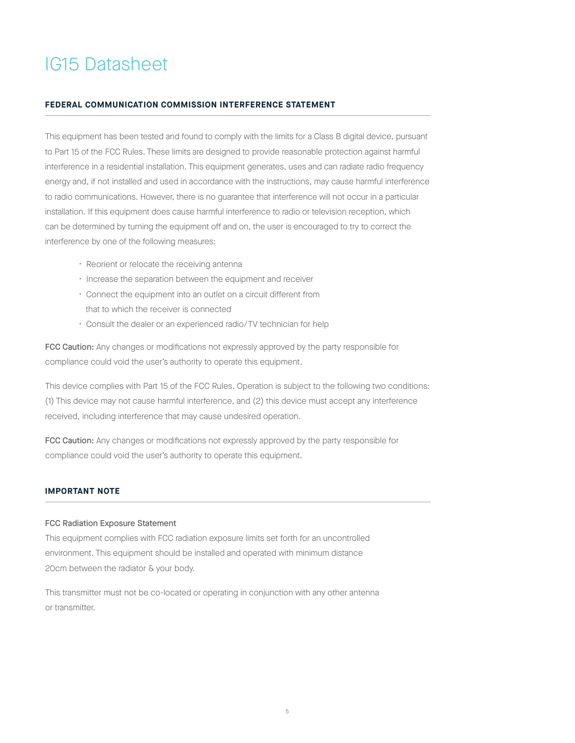# IG15 Datasheet

## FEDERAL COMMUNICATION COMMISSION INTERFERENCE STATEMENT

This equipment has been tested and found to comply with the limits for a Class B digital device, pursuant to Part 15 of the FCC Rules. These limits are designed to provide reasonable protection against harmful interference in a residential installation. This equipment generates, uses and can radiate radio frequency energy and, if not installed and used in accordance with the instructions, may cause harmful interference to radio communications. However, there is no guarantee that interference will not occur in a particular installation. If this equipment does cause harmful interference to radio or television reception, which can be determined by turning the equipment off and on, the user is encouraged to try to correct the interference by one of the following measures:

- Reorient or relocate the receiving antenna
- Increase the separation between the equipment and receiver
- Connect the equipment into an outlet on a circuit different from that to which the receiver is connected
- Consult the dealer or an experienced radio/TV technician for help

**FCC Caution:** Any changes or modifications not expressly approved by the party responsible for compliance could void the user's authority to operate this equipment.

This device complies with Part 15 of the FCC Rules. Operation is subject to the following two conditions: (1) This device may not cause harmful interference, and (2) this device must accept any interference received, including interference that may cause undesired operation.

**FCC Caution:** Any changes or modifications not expressly approved by the party responsible for compliance could void the user's authority to operate this equipment.

## IMPORTANT NOTE

FCC Radiation Exposure Statement

This equipment complies with FCC radiation exposure limits set forth for an uncontrolled environment. This equipment should be installed and operated with minimum distance 20cm between the radiator & your body.

This transmitter must not be co-located or operating in conjunction with any other antenna or transmitter.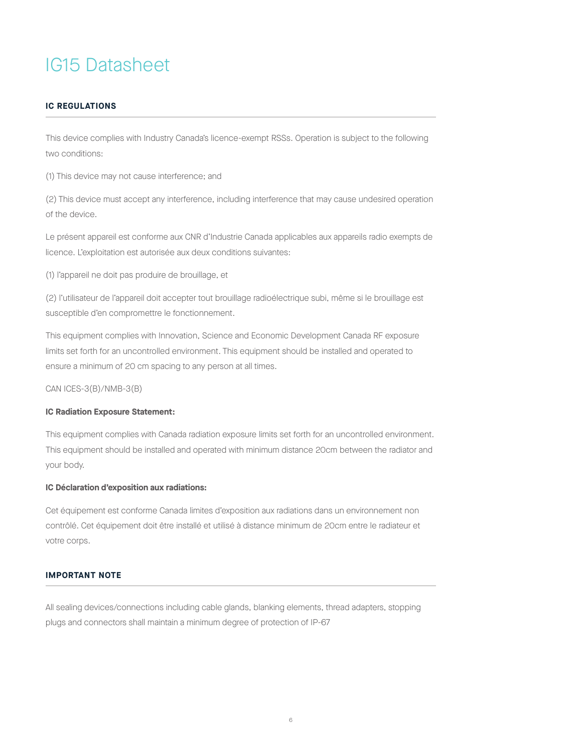# IG15 Datasheet

## IC REGULATIONS

This device complies with Industry Canada's licence-exempt RSSs. Operation is subject to the following two conditions:

(1) This device may not cause interference; and

(2) This device must accept any interference, including interference that may cause undesired operation of the device.

Le présent appareil est conforme aux CNR d'Industrie Canada applicables aux appareils radio exempts de licence. L'exploitation est autorisée aux deux conditions suivantes:

(1) l'appareil ne doit pas produire de brouillage, et

(2) l'utilisateur de l'appareil doit accepter tout brouillage radioélectrique subi, même si le brouillage est susceptible d'en compromettre le fonctionnement.

This equipment complies with Innovation, Science and Economic Development Canada RF exposure limits set forth for an uncontrolled environment. This equipment should be installed and operated to ensure a minimum of 20 cm spacing to any person at all times.

CAN ICES-3(B)/NMB-3(B)

**IC Radiation Exposure Statement:**

This equipment complies with Canada radiation exposure limits set forth for an uncontrolled environment. This equipment should be installed and operated with minimum distance 20cm between the radiator and your body.

**IC Déclaration d'exposition aux radiations:**

Cet équipement est conforme Canada limites d'exposition aux radiations dans un environnement non contrôlé. Cet équipement doit être installé et utilisé à distance minimum de 20cm entre le radiateur et votre corps.

## IMPORTANT NOTE

All sealing devices/connections including cable glands, blanking elements, thread adapters, stopping plugs and connectors shall maintain a minimum degree of protection of IP-67